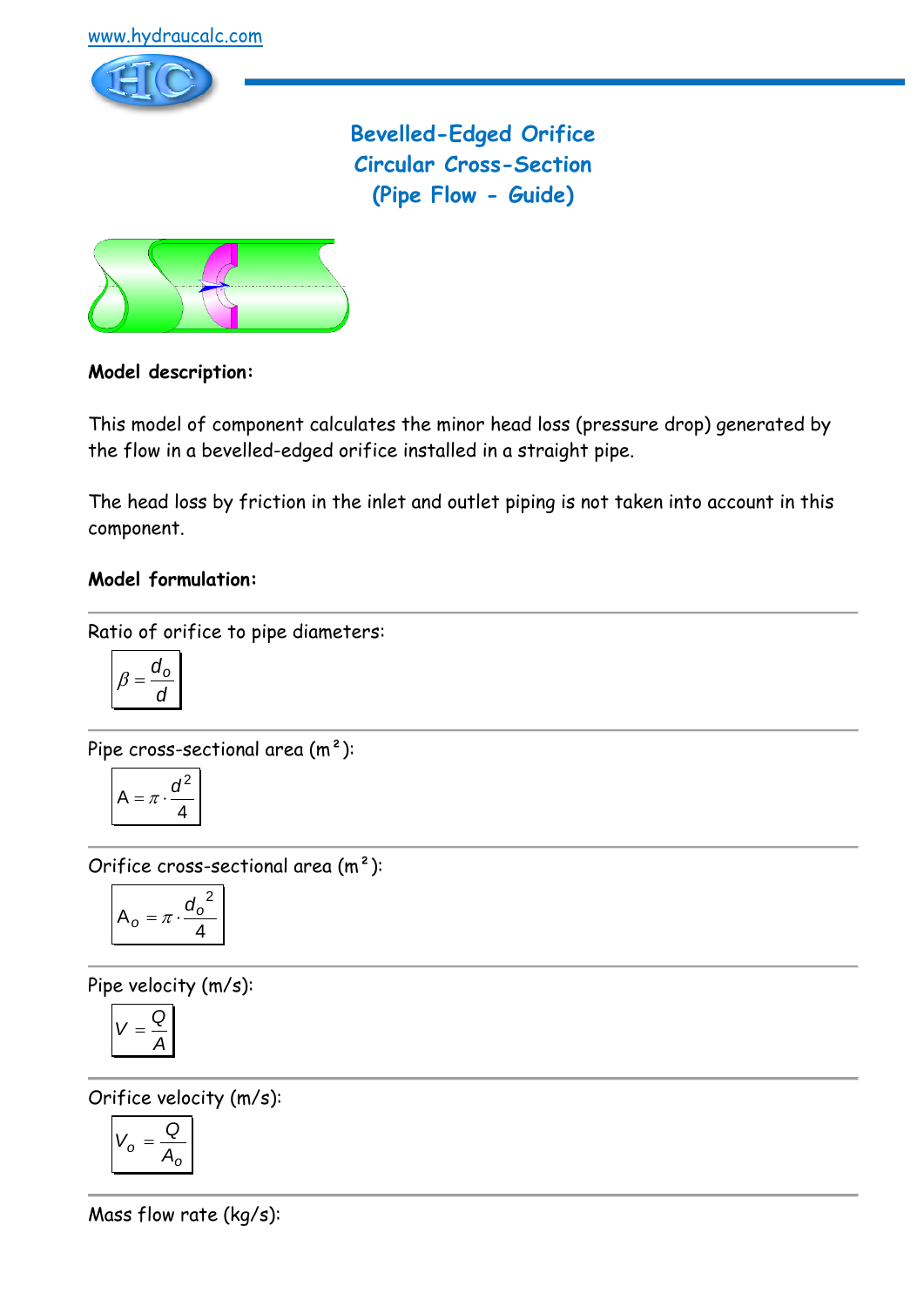www.hydraucalc.com

# Bevelled-Edged Orifice
# Circular Cross-Section
# (Pipe Flow - Guide)

**Model description:**

This model of component calculates the minor head loss (pressure drop) generated by the flow in a bevelled-edged orifice installed in a straight pipe.

The head loss by friction in the inlet and outlet piping is not taken into account in this component.

**Model formulation:**

---

Ratio of orifice to pipe diameters:

$$\beta = \frac{d_o}{d}$$

---

Pipe cross-sectional area (m²):

$$A = \pi \cdot \frac{d^2}{4}$$

---

Orifice cross-sectional area (m²):

$$A_o = \pi \cdot \frac{d_o^{\ 2}}{4}$$

---

Pipe velocity (m/s):

$$V = \frac{Q}{A}$$

---

Orifice velocity (m/s):

$$V_o = \frac{Q}{A_o}$$

---

Mass flow rate (kg/s):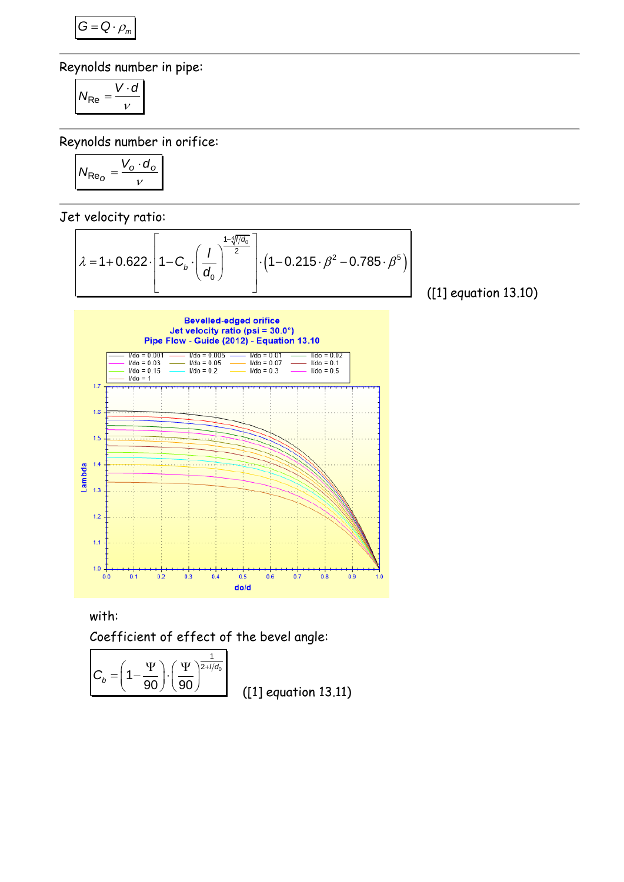$$G = Q \cdot \rho_m$$

Reynolds number in pipe:

$$N_{Re} = \frac{V \cdot d}{\nu}$$

Reynolds number in orifice:

$$N_{Re_O} = \frac{V_O \cdot d_O}{\nu}$$

Jet velocity ratio:

$$\lambda = 1 + 0.622 \cdot \left[1 - C_b \cdot \left(\frac{l}{d_0}\right)^{\frac{1-\sqrt[4]{l/d_0}}{2}}\right] \cdot \left(1 - 0.215 \cdot \beta^2 - 0.785 \cdot \beta^5\right)$$

([1] equation 13.10)

with:

Coefficient of effect of the bevel angle:

$$C_b = \left(1 - \frac{\Psi}{90}\right) \cdot \left(\frac{\Psi}{90}\right)^{\frac{1}{2 + l/d_0}}$$

([1] equation 13.11)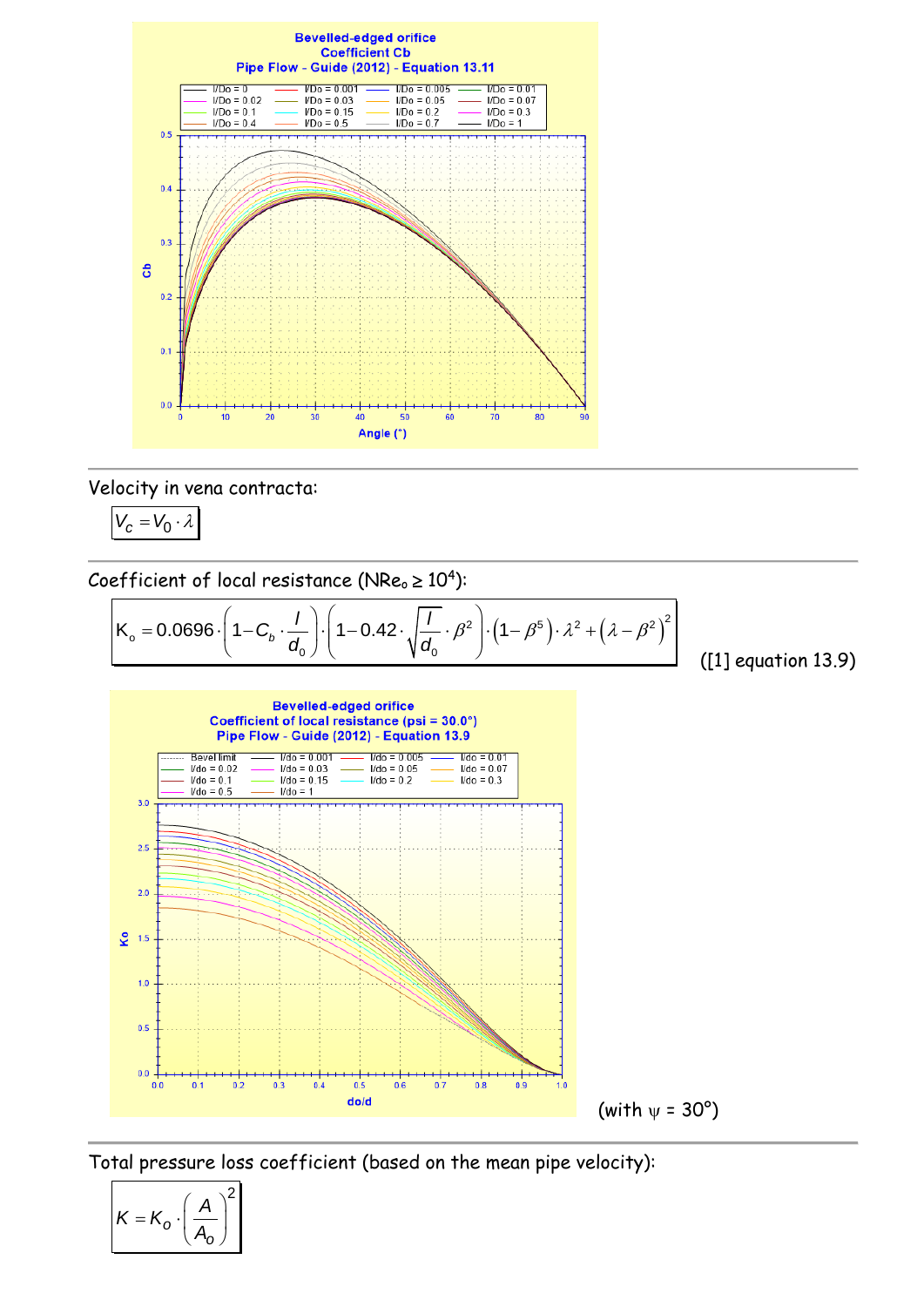Velocity in vena contracta:

$$V_c = V_0 \cdot \lambda$$

Coefficient of local resistance ($NRe_o \geq 10^4$):

$$K_o = 0.0696 \cdot \left(1 - C_b \cdot \frac{l}{d_0}\right) \cdot \left(1 - 0.42 \cdot \sqrt{\frac{l}{d_0}} \cdot \beta^2\right) \cdot \left(1 - \beta^5\right) \cdot \lambda^2 + \left(\lambda - \beta^2\right)^2$$

([1] equation 13.9)

(with ψ = 30°)

Total pressure loss coefficient (based on the mean pipe velocity):

$$K = K_o \cdot \left(\frac{A}{A_o}\right)^2$$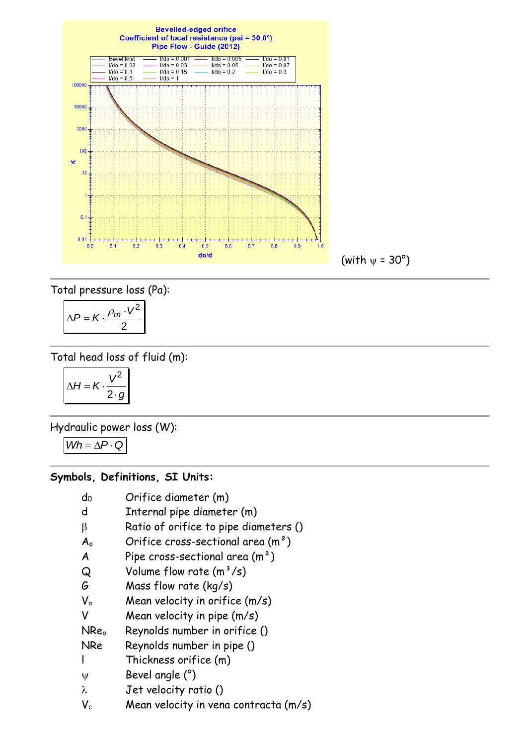(with $\psi$ = 30°)

Total pressure loss (Pa):

$$\Delta P = K \cdot \frac{\rho_m \cdot V^2}{2}$$

Total head loss of fluid (m):

$$\Delta H = K \cdot \frac{V^2}{2 \cdot g}$$

Hydraulic power loss (W):

$$Wh = \Delta P \cdot Q$$

**Symbols, Definitions, SI Units:**

| | |
|---|---|
| $d_0$ | Orifice diameter (m) |
| $d$ | Internal pipe diameter (m) |
| $\beta$ | Ratio of orifice to pipe diameters () |
| $A_o$ | Orifice cross-sectional area (m²) |
| $A$ | Pipe cross-sectional area (m²) |
| $Q$ | Volume flow rate (m³/s) |
| $G$ | Mass flow rate (kg/s) |
| $V_o$ | Mean velocity in orifice (m/s) |
| $V$ | Mean velocity in pipe (m/s) |
| $NRe_o$ | Reynolds number in orifice () |
| $NRe$ | Reynolds number in pipe () |
| $l$ | Thickness orifice (m) |
| $\psi$ | Bevel angle (°) |
| $\lambda$ | Jet velocity ratio () |
| $V_c$ | Mean velocity in vena contracta (m/s) |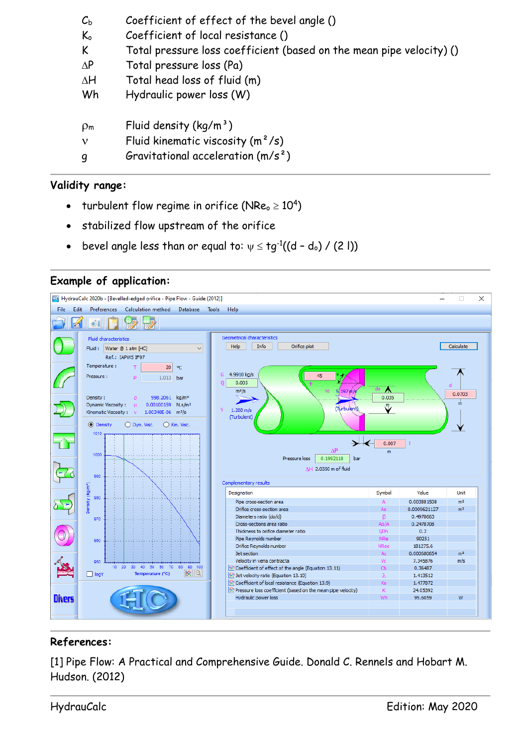| | |
|---|---|
| $C_b$ | Coefficient of effect of the bevel angle () |
| $K_o$ | Coefficient of local resistance () |
| K | Total pressure loss coefficient (based on the mean pipe velocity) () |
| $\Delta P$ | Total pressure loss (Pa) |
| $\Delta H$ | Total head loss of fluid (m) |
| Wh | Hydraulic power loss (W) |
| | |
| $\rho_m$ | Fluid density ($kg/m^3$) |
| $\nu$ | Fluid kinematic viscosity ($m^2/s$) |
| g | Gravitational acceleration ($m/s^2$) |

## Validity range:

- turbulent flow regime in orifice ($NRe_o \geq 10^4$)
- stabilized flow upstream of the orifice
- bevel angle less than or equal to: $\psi \leq tg^{-1}((d - d_o) / (2\ l))$

## Example of application:

## References:

[1] Pipe Flow: A Practical and Comprehensive Guide. Donald C. Rennels and Hobart M. Hudson. (2012)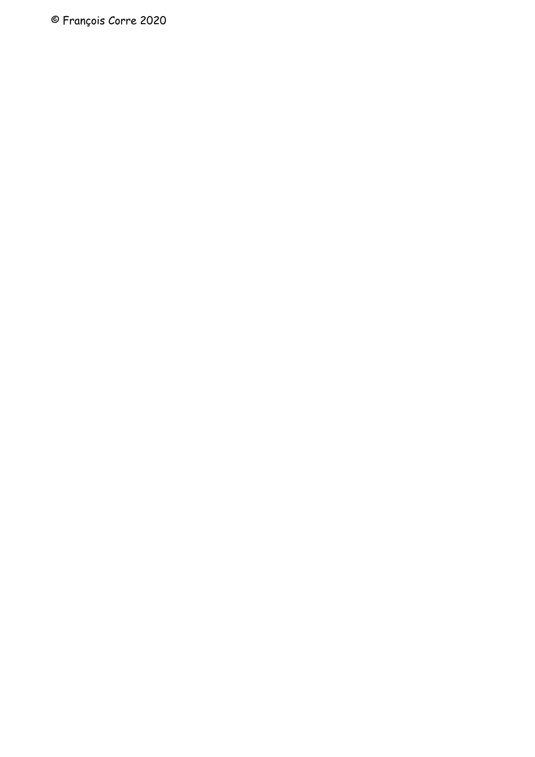© François Corre 2020